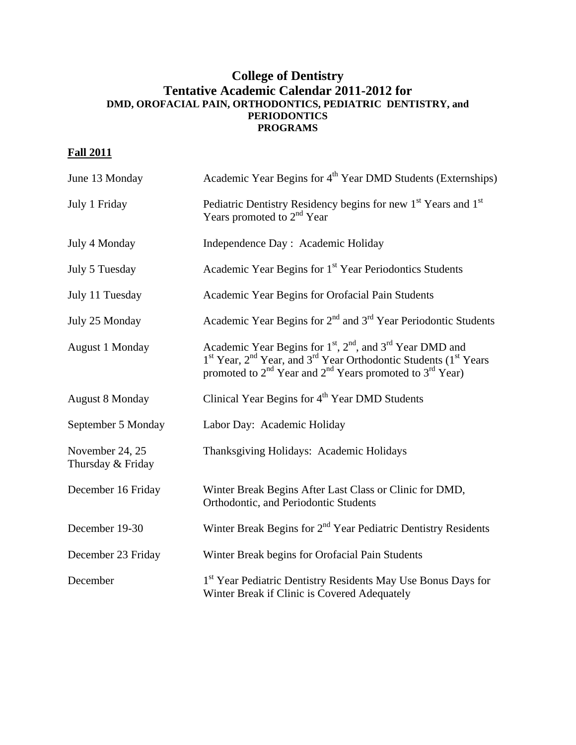# College of Dentistry
# Tentative Academic Calendar 2011-2012 for
### DMD, OROFACIAL PAIN, ORTHODONTICS, PEDIATRIC DENTISTRY, and PERIODONTICS PROGRAMS

## Fall 2011

| | |
|---|---|
| June 13 Monday | Academic Year Begins for 4th Year DMD Students (Externships) |
| July 1 Friday | Pediatric Dentistry Residency begins for new 1st Years and 1st Years promoted to 2nd Year |
| July 4 Monday | Independence Day : Academic Holiday |
| July 5 Tuesday | Academic Year Begins for 1st Year Periodontics Students |
| July 11 Tuesday | Academic Year Begins for Orofacial Pain Students |
| July 25 Monday | Academic Year Begins for 2nd and 3rd Year Periodontic Students |
| August 1 Monday | Academic Year Begins for 1st, 2nd, and 3rd Year DMD and 1st Year, 2nd Year, and 3rd Year Orthodontic Students (1st Years promoted to 2nd Year and 2nd Years promoted to 3rd Year) |
| August 8 Monday | Clinical Year Begins for 4th Year DMD Students |
| September 5 Monday | Labor Day: Academic Holiday |
| November 24, 25 Thursday & Friday | Thanksgiving Holidays: Academic Holidays |
| December 16 Friday | Winter Break Begins After Last Class or Clinic for DMD, Orthodontic, and Periodontic Students |
| December 19-30 | Winter Break Begins for 2nd Year Pediatric Dentistry Residents |
| December 23 Friday | Winter Break begins for Orofacial Pain Students |
| December | 1st Year Pediatric Dentistry Residents May Use Bonus Days for Winter Break if Clinic is Covered Adequately |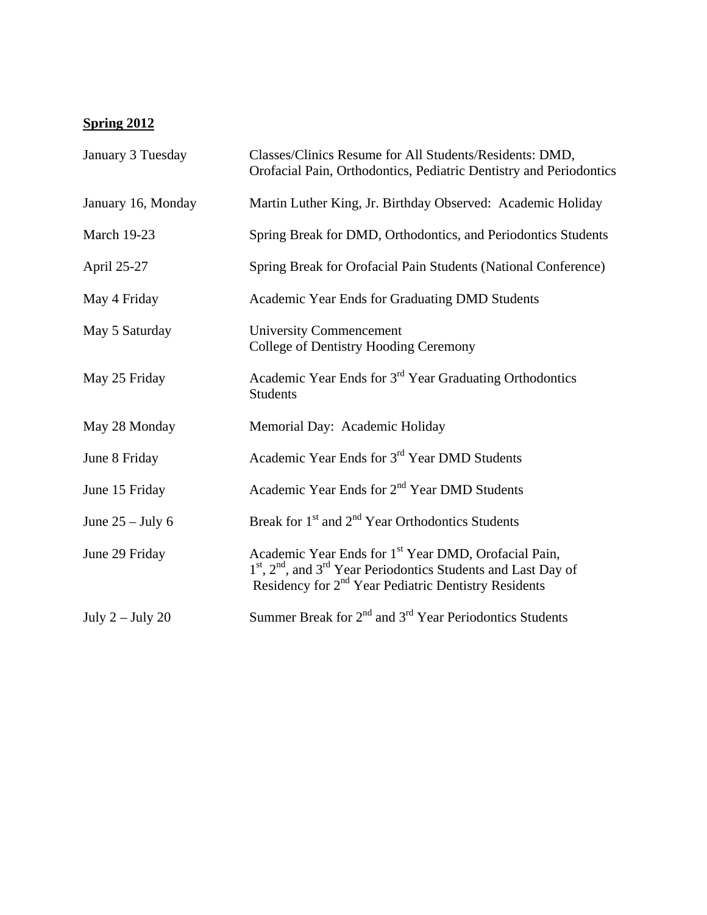**Spring 2012**

| | |
|---|---|
| January 3 Tuesday | Classes/Clinics Resume for All Students/Residents: DMD, Orofacial Pain, Orthodontics, Pediatric Dentistry and Periodontics |
| January 16, Monday | Martin Luther King, Jr. Birthday Observed: Academic Holiday |
| March 19-23 | Spring Break for DMD, Orthodontics, and Periodontics Students |
| April 25-27 | Spring Break for Orofacial Pain Students (National Conference) |
| May 4 Friday | Academic Year Ends for Graduating DMD Students |
| May 5 Saturday | University Commencement<br>College of Dentistry Hooding Ceremony |
| May 25 Friday | Academic Year Ends for 3rd Year Graduating Orthodontics Students |
| May 28 Monday | Memorial Day: Academic Holiday |
| June 8 Friday | Academic Year Ends for 3rd Year DMD Students |
| June 15 Friday | Academic Year Ends for 2nd Year DMD Students |
| June 25 – July 6 | Break for 1st and 2nd Year Orthodontics Students |
| June 29 Friday | Academic Year Ends for 1st Year DMD, Orofacial Pain, 1st, 2nd, and 3rd Year Periodontics Students and Last Day of Residency for 2nd Year Pediatric Dentistry Residents |
| July 2 – July 20 | Summer Break for 2nd and 3rd Year Periodontics Students |